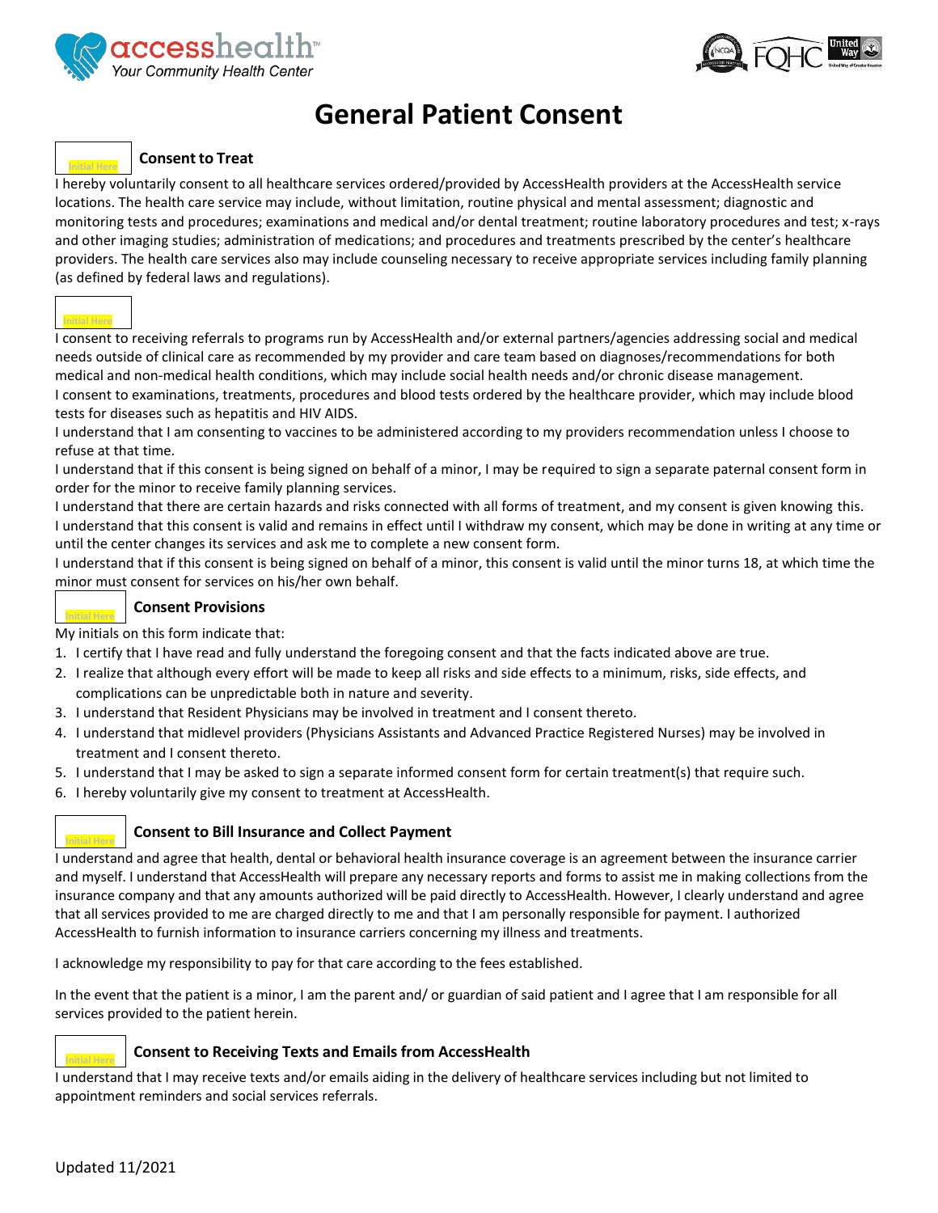accesshealth™
Your Community Health Center

# General Patient Consent

Initial Here

### Consent to Treat

I hereby voluntarily consent to all healthcare services ordered/provided by AccessHealth providers at the AccessHealth service locations. The health care service may include, without limitation, routine physical and mental assessment; diagnostic and monitoring tests and procedures; examinations and medical and/or dental treatment; routine laboratory procedures and test; x-rays and other imaging studies; administration of medications; and procedures and treatments prescribed by the center's healthcare providers. The health care services also may include counseling necessary to receive appropriate services including family planning (as defined by federal laws and regulations).

Initial Here

I consent to receiving referrals to programs run by AccessHealth and/or external partners/agencies addressing social and medical needs outside of clinical care as recommended by my provider and care team based on diagnoses/recommendations for both medical and non-medical health conditions, which may include social health needs and/or chronic disease management.

I consent to examinations, treatments, procedures and blood tests ordered by the healthcare provider, which may include blood tests for diseases such as hepatitis and HIV AIDS.

I understand that I am consenting to vaccines to be administered according to my providers recommendation unless I choose to refuse at that time.

I understand that if this consent is being signed on behalf of a minor, I may be required to sign a separate paternal consent form in order for the minor to receive family planning services.

I understand that there are certain hazards and risks connected with all forms of treatment, and my consent is given knowing this.

I understand that this consent is valid and remains in effect until I withdraw my consent, which may be done in writing at any time or until the center changes its services and ask me to complete a new consent form.

I understand that if this consent is being signed on behalf of a minor, this consent is valid until the minor turns 18, at which time the minor must consent for services on his/her own behalf.

Initial Here

### Consent Provisions

My initials on this form indicate that:

1. I certify that I have read and fully understand the foregoing consent and that the facts indicated above are true.
2. I realize that although every effort will be made to keep all risks and side effects to a minimum, risks, side effects, and complications can be unpredictable both in nature and severity.
3. I understand that Resident Physicians may be involved in treatment and I consent thereto.
4. I understand that midlevel providers (Physicians Assistants and Advanced Practice Registered Nurses) may be involved in treatment and I consent thereto.
5. I understand that I may be asked to sign a separate informed consent form for certain treatment(s) that require such.
6. I hereby voluntarily give my consent to treatment at AccessHealth.

Initial Here

### Consent to Bill Insurance and Collect Payment

I understand and agree that health, dental or behavioral health insurance coverage is an agreement between the insurance carrier and myself. I understand that AccessHealth will prepare any necessary reports and forms to assist me in making collections from the insurance company and that any amounts authorized will be paid directly to AccessHealth. However, I clearly understand and agree that all services provided to me are charged directly to me and that I am personally responsible for payment. I authorized AccessHealth to furnish information to insurance carriers concerning my illness and treatments.

I acknowledge my responsibility to pay for that care according to the fees established.

In the event that the patient is a minor, I am the parent and/ or guardian of said patient and I agree that I am responsible for all services provided to the patient herein.

Initial Here

### Consent to Receiving Texts and Emails from AccessHealth

I understand that I may receive texts and/or emails aiding in the delivery of healthcare services including but not limited to appointment reminders and social services referrals.

Updated 11/2021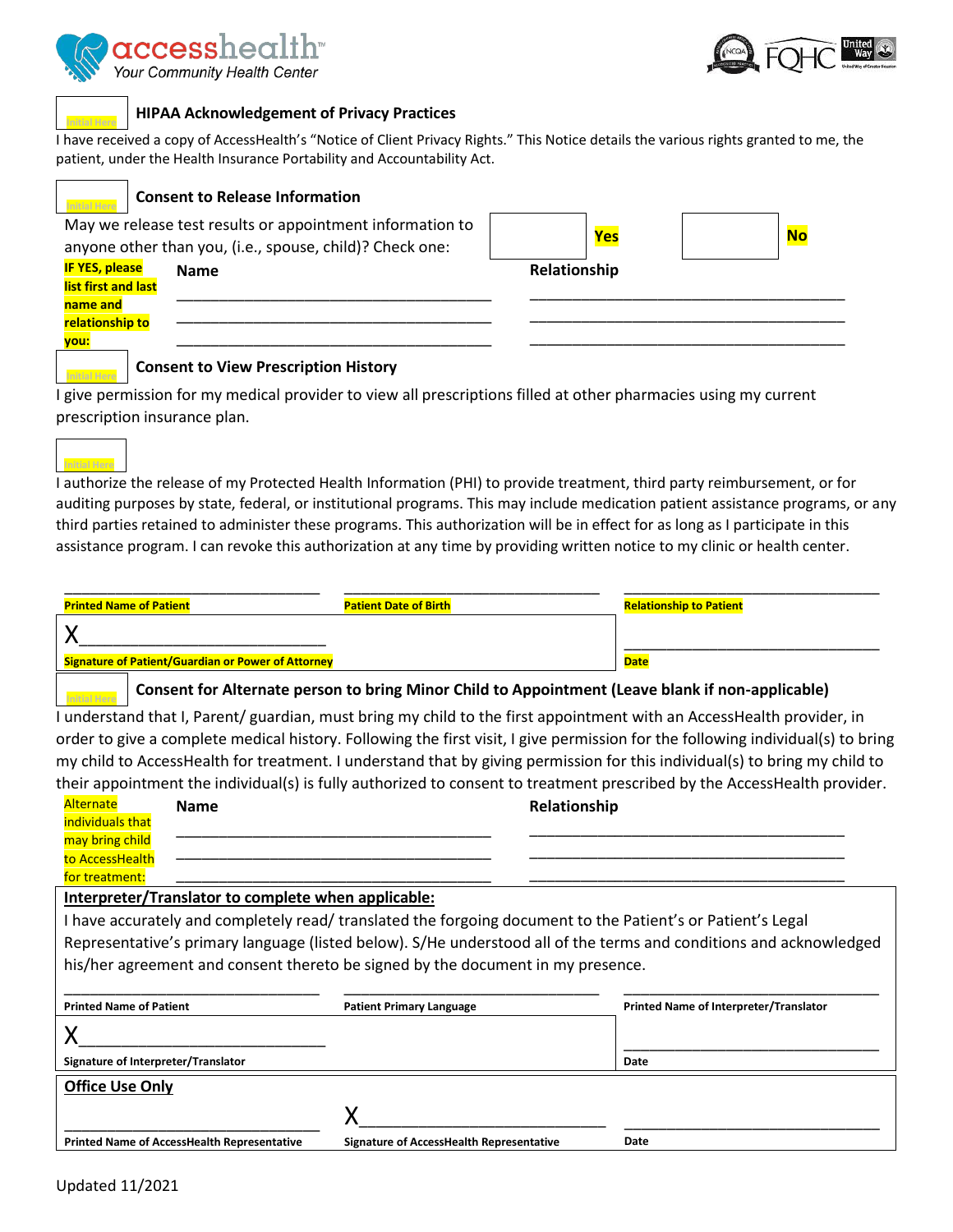accesshealth™
Your Community Health Center

NCQA | FQHC | United Way

[Initial Here] **HIPAA Acknowledgement of Privacy Practices**

I have received a copy of AccessHealth's "Notice of Client Privacy Rights." This Notice details the various rights granted to me, the patient, under the Health Insurance Portability and Accountability Act.

[Initial Here] **Consent to Release Information**

May we release test results or appointment information to anyone other than you, (i.e., spouse, child)? Check one: [ ] **Yes** [ ] **No**

| **IF YES, please list first and last name and relationship to you:** | **Name** | **Relationship** |
|---|---|---|
| | ______________________ | ______________________ |
| | ______________________ | ______________________ |
| | ______________________ | ______________________ |

[Initial Here] **Consent to View Prescription History**

I give permission for my medical provider to view all prescriptions filled at other pharmacies using my current prescription insurance plan.

[Initial Here]

I authorize the release of my Protected Health Information (PHI) to provide treatment, third party reimbursement, or for auditing purposes by state, federal, or institutional programs. This may include medication patient assistance programs, or any third parties retained to administer these programs. This authorization will be in effect for as long as I participate in this assistance program. I can revoke this authorization at any time by providing written notice to my clinic or health center.

| ______________________ | ______________________ | ______________________ |
|---|---|---|
| **Printed Name of Patient** | **Patient Date of Birth** | **Relationship to Patient** |
| X______________________ | | ______________________ |
| **Signature of Patient/Guardian or Power of Attorney** | | **Date** |

[Initial Here] **Consent for Alternate person to bring Minor Child to Appointment (Leave blank if non-applicable)**

I understand that I, Parent/ guardian, must bring my child to the first appointment with an AccessHealth provider, in order to give a complete medical history. Following the first visit, I give permission for the following individual(s) to bring my child to AccessHealth for treatment. I understand that by giving permission for this individual(s) to bring my child to their appointment the individual(s) is fully authorized to consent to treatment prescribed by the AccessHealth provider.

| Alternate individuals that may bring child to AccessHealth for treatment: | **Name** | **Relationship** |
|---|---|---|
| | ______________________ | ______________________ |
| | ______________________ | ______________________ |
| | ______________________ | ______________________ |

**Interpreter/Translator to complete when applicable:**

I have accurately and completely read/ translated the forgoing document to the Patient's or Patient's Legal Representative's primary language (listed below). S/He understood all of the terms and conditions and acknowledged his/her agreement and consent thereto be signed by the document in my presence.

| ______________________ | ______________________ | ______________________ |
|---|---|---|
| **Printed Name of Patient** | **Patient Primary Language** | **Printed Name of Interpreter/Translator** |
| X______________________ | | ______________________ |
| **Signature of Interpreter/Translator** | | **Date** |

**Office Use Only**

| ______________________ | X______________________ | ______________________ |
|---|---|---|
| **Printed Name of AccessHealth Representative** | **Signature of AccessHealth Representative** | **Date** |

Updated 11/2021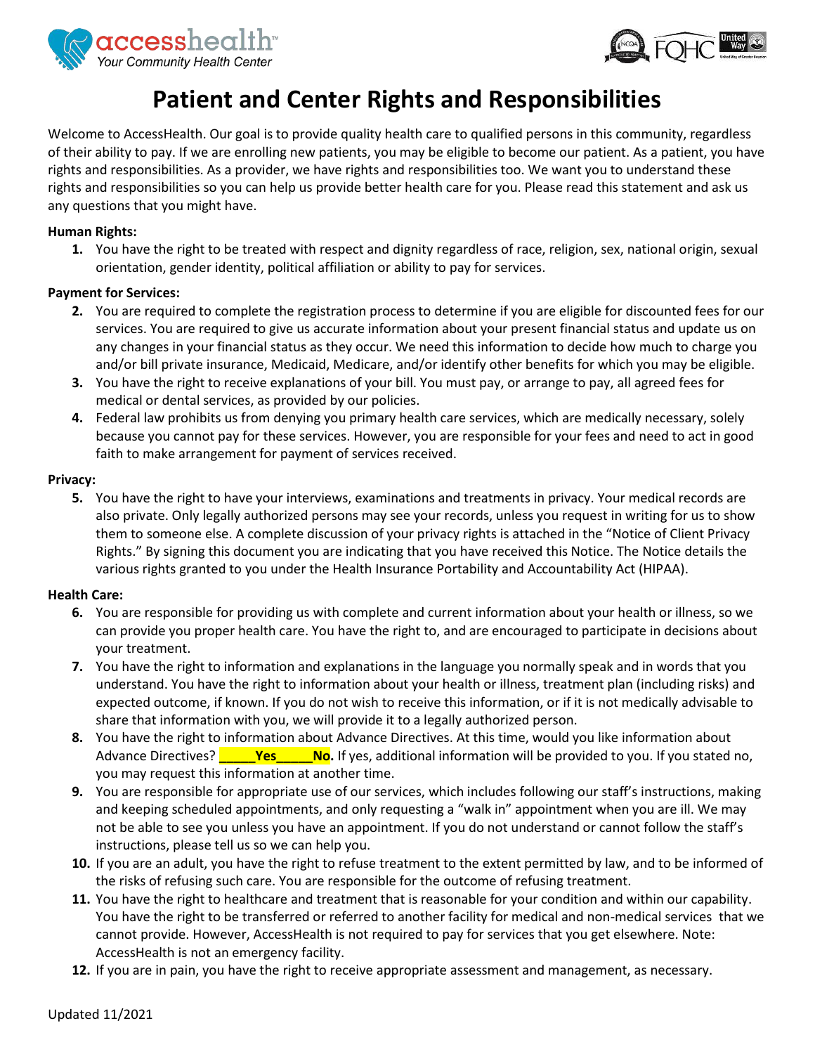# Patient and Center Rights and Responsibilities

Welcome to AccessHealth. Our goal is to provide quality health care to qualified persons in this community, regardless of their ability to pay. If we are enrolling new patients, you may be eligible to become our patient. As a patient, you have rights and responsibilities. As a provider, we have rights and responsibilities too. We want you to understand these rights and responsibilities so you can help us provide better health care for you. Please read this statement and ask us any questions that you might have.

**Human Rights:**

1. You have the right to be treated with respect and dignity regardless of race, religion, sex, national origin, sexual orientation, gender identity, political affiliation or ability to pay for services.

**Payment for Services:**

2. You are required to complete the registration process to determine if you are eligible for discounted fees for our services. You are required to give us accurate information about your present financial status and update us on any changes in your financial status as they occur. We need this information to decide how much to charge you and/or bill private insurance, Medicaid, Medicare, and/or identify other benefits for which you may be eligible.
3. You have the right to receive explanations of your bill. You must pay, or arrange to pay, all agreed fees for medical or dental services, as provided by our policies.
4. Federal law prohibits us from denying you primary health care services, which are medically necessary, solely because you cannot pay for these services. However, you are responsible for your fees and need to act in good faith to make arrangement for payment of services received.

**Privacy:**

5. You have the right to have your interviews, examinations and treatments in privacy. Your medical records are also private. Only legally authorized persons may see your records, unless you request in writing for us to show them to someone else. A complete discussion of your privacy rights is attached in the "Notice of Client Privacy Rights." By signing this document you are indicating that you have received this Notice. The Notice details the various rights granted to you under the Health Insurance Portability and Accountability Act (HIPAA).

**Health Care:**

6. You are responsible for providing us with complete and current information about your health or illness, so we can provide you proper health care. You have the right to, and are encouraged to participate in decisions about your treatment.
7. You have the right to information and explanations in the language you normally speak and in words that you understand. You have the right to information about your health or illness, treatment plan (including risks) and expected outcome, if known. If you do not wish to receive this information, or if it is not medically advisable to share that information with you, we will provide it to a legally authorized person.
8. You have the right to information about Advance Directives. At this time, would you like information about Advance Directives? **_____Yes_____No.** If yes, additional information will be provided to you. If you stated no, you may request this information at another time.
9. You are responsible for appropriate use of our services, which includes following our staff's instructions, making and keeping scheduled appointments, and only requesting a "walk in" appointment when you are ill. We may not be able to see you unless you have an appointment. If you do not understand or cannot follow the staff's instructions, please tell us so we can help you.
10. If you are an adult, you have the right to refuse treatment to the extent permitted by law, and to be informed of the risks of refusing such care. You are responsible for the outcome of refusing treatment.
11. You have the right to healthcare and treatment that is reasonable for your condition and within our capability. You have the right to be transferred or referred to another facility for medical and non-medical services that we cannot provide. However, AccessHealth is not required to pay for services that you get elsewhere. Note: AccessHealth is not an emergency facility.
12. If you are in pain, you have the right to receive appropriate assessment and management, as necessary.

Updated 11/2021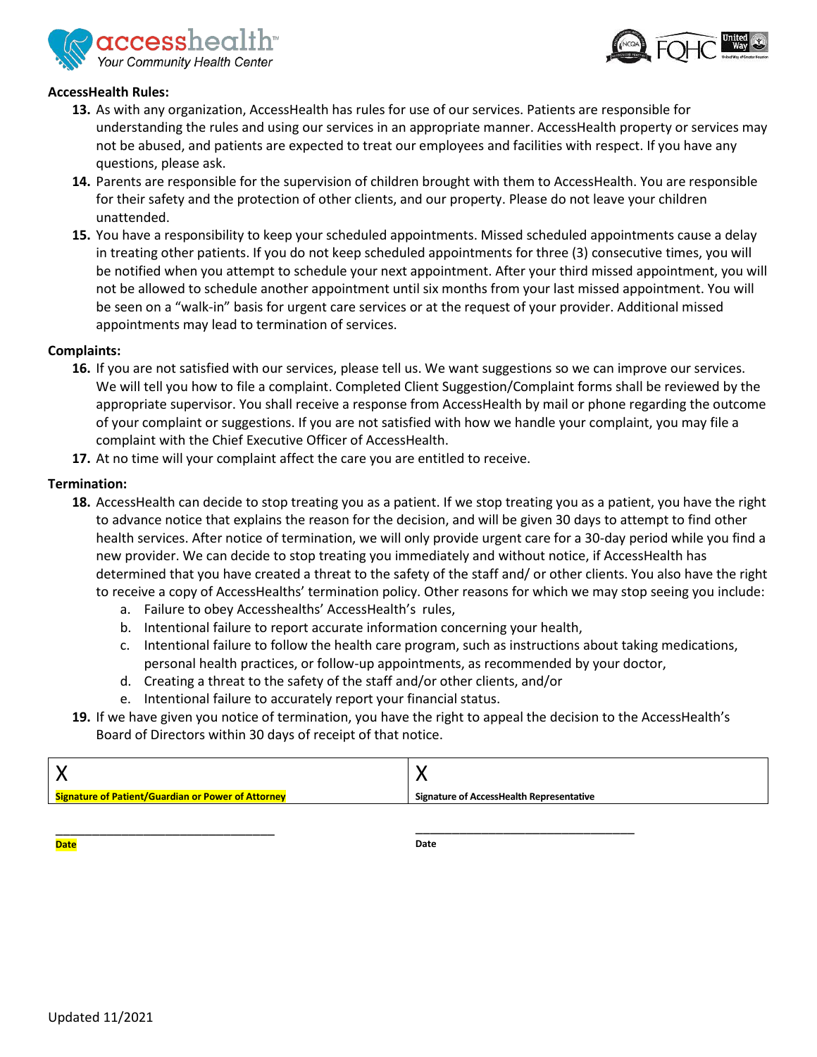**AccessHealth Rules:**

13. As with any organization, AccessHealth has rules for use of our services. Patients are responsible for understanding the rules and using our services in an appropriate manner. AccessHealth property or services may not be abused, and patients are expected to treat our employees and facilities with respect. If you have any questions, please ask.
14. Parents are responsible for the supervision of children brought with them to AccessHealth. You are responsible for their safety and the protection of other clients, and our property. Please do not leave your children unattended.
15. You have a responsibility to keep your scheduled appointments. Missed scheduled appointments cause a delay in treating other patients. If you do not keep scheduled appointments for three (3) consecutive times, you will be notified when you attempt to schedule your next appointment. After your third missed appointment, you will not be allowed to schedule another appointment until six months from your last missed appointment. You will be seen on a "walk-in" basis for urgent care services or at the request of your provider. Additional missed appointments may lead to termination of services.

**Complaints:**

16. If you are not satisfied with our services, please tell us. We want suggestions so we can improve our services. We will tell you how to file a complaint. Completed Client Suggestion/Complaint forms shall be reviewed by the appropriate supervisor. You shall receive a response from AccessHealth by mail or phone regarding the outcome of your complaint or suggestions. If you are not satisfied with how we handle your complaint, you may file a complaint with the Chief Executive Officer of AccessHealth.
17. At no time will your complaint affect the care you are entitled to receive.

**Termination:**

18. AccessHealth can decide to stop treating you as a patient. If we stop treating you as a patient, you have the right to advance notice that explains the reason for the decision, and will be given 30 days to attempt to find other health services. After notice of termination, we will only provide urgent care for a 30-day period while you find a new provider. We can decide to stop treating you immediately and without notice, if AccessHealth has determined that you have created a threat to the safety of the staff and/ or other clients. You also have the right to receive a copy of AccessHealths' termination policy. Other reasons for which we may stop seeing you include:
    a. Failure to obey Accesshealths' AccessHealth's rules,
    b. Intentional failure to report accurate information concerning your health,
    c. Intentional failure to follow the health care program, such as instructions about taking medications, personal health practices, or follow-up appointments, as recommended by your doctor,
    d. Creating a threat to the safety of the staff and/or other clients, and/or
    e. Intentional failure to accurately report your financial status.
19. If we have given you notice of termination, you have the right to appeal the decision to the AccessHealth's Board of Directors within 30 days of receipt of that notice.

| X | X |
|---|---|
| **Signature of Patient/Guardian or Power of Attorney** | **Signature of AccessHealth Representative** |

\_\_\_\_\_\_\_\_\_\_\_\_\_\_\_\_\_\_\_\_\_\_\_\_\_\_\_\_\_\_ **Date**

\_\_\_\_\_\_\_\_\_\_\_\_\_\_\_\_\_\_\_\_\_\_\_\_\_\_\_\_\_\_ **Date**

Updated 11/2021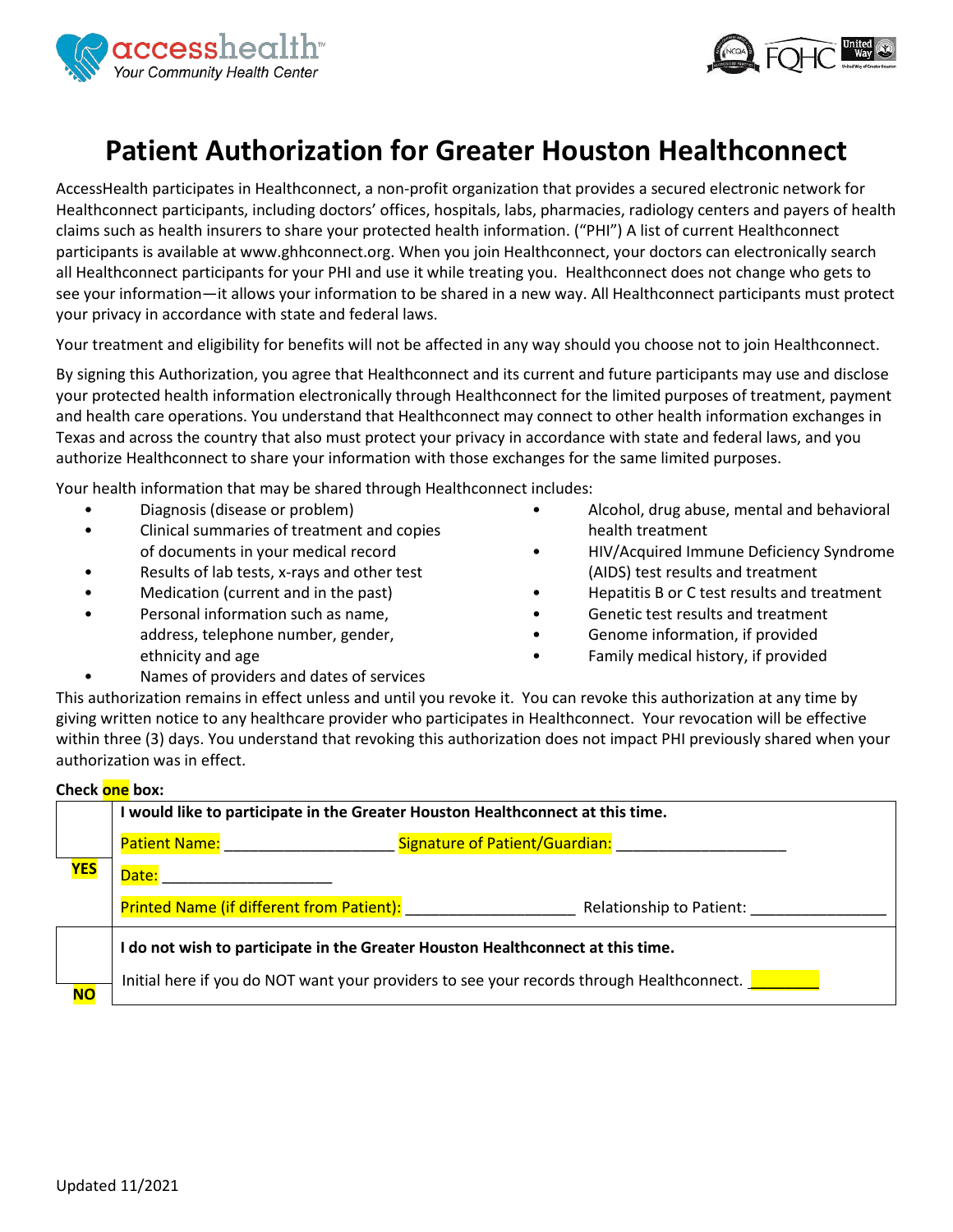# Patient Authorization for Greater Houston Healthconnect

AccessHealth participates in Healthconnect, a non-profit organization that provides a secured electronic network for Healthconnect participants, including doctors' offices, hospitals, labs, pharmacies, radiology centers and payers of health claims such as health insurers to share your protected health information. ("PHI") A list of current Healthconnect participants is available at www.ghhconnect.org. When you join Healthconnect, your doctors can electronically search all Healthconnect participants for your PHI and use it while treating you. Healthconnect does not change who gets to see your information—it allows your information to be shared in a new way. All Healthconnect participants must protect your privacy in accordance with state and federal laws.

Your treatment and eligibility for benefits will not be affected in any way should you choose not to join Healthconnect.

By signing this Authorization, you agree that Healthconnect and its current and future participants may use and disclose your protected health information electronically through Healthconnect for the limited purposes of treatment, payment and health care operations. You understand that Healthconnect may connect to other health information exchanges in Texas and across the country that also must protect your privacy in accordance with state and federal laws, and you authorize Healthconnect to share your information with those exchanges for the same limited purposes.

Your health information that may be shared through Healthconnect includes:

- Diagnosis (disease or problem)
- Clinical summaries of treatment and copies of documents in your medical record
- Results of lab tests, x-rays and other test
- Medication (current and in the past)
- Personal information such as name, address, telephone number, gender, ethnicity and age
- Names of providers and dates of services
- Alcohol, drug abuse, mental and behavioral health treatment
- HIV/Acquired Immune Deficiency Syndrome (AIDS) test results and treatment
- Hepatitis B or C test results and treatment
- Genetic test results and treatment
- Genome information, if provided
- Family medical history, if provided

This authorization remains in effect unless and until you revoke it. You can revoke this authorization at any time by giving written notice to any healthcare provider who participates in Healthconnect. Your revocation will be effective within three (3) days. You understand that revoking this authorization does not impact PHI previously shared when your authorization was in effect.

**Check one box:**

| | |
|---|---|
| **YES** | **I would like to participate in the Greater Houston Healthconnect at this time.**<br>Patient Name: ____________________ Signature of Patient/Guardian: ____________________<br>Date: ____________________<br>Printed Name (if different from Patient): ____________________ Relationship to Patient: ________________ |
| **NO** | **I do not wish to participate in the Greater Houston Healthconnect at this time.**<br>Initial here if you do NOT want your providers to see your records through Healthconnect. ________ |

Updated 11/2021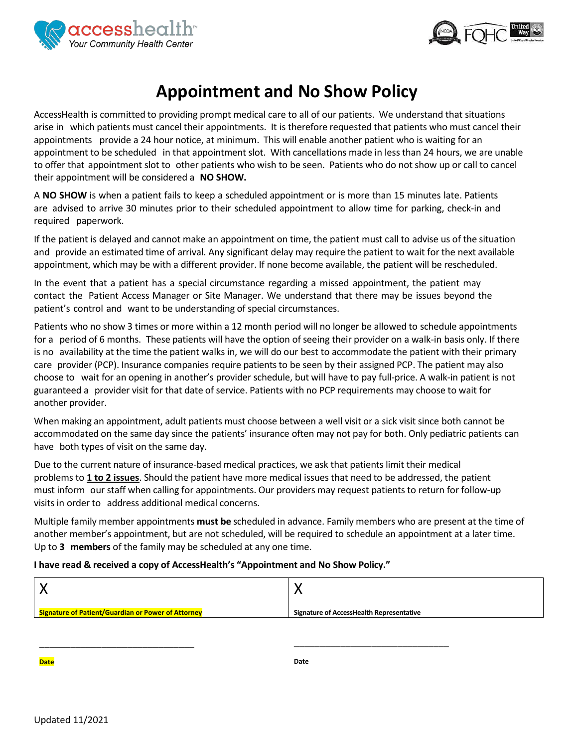# Appointment and No Show Policy

AccessHealth is committed to providing prompt medical care to all of our patients. We understand that situations arise in which patients must cancel their appointments. It is therefore requested that patients who must cancel their appointments provide a 24 hour notice, at minimum. This will enable another patient who is waiting for an appointment to be scheduled in that appointment slot. With cancellations made in less than 24 hours, we are unable to offer that appointment slot to other patients who wish to be seen. Patients who do not show up or call to cancel their appointment will be considered a **NO SHOW.**

A **NO SHOW** is when a patient fails to keep a scheduled appointment or is more than 15 minutes late. Patients are advised to arrive 30 minutes prior to their scheduled appointment to allow time for parking, check-in and required paperwork.

If the patient is delayed and cannot make an appointment on time, the patient must call to advise us of the situation and provide an estimated time of arrival. Any significant delay may require the patient to wait for the next available appointment, which may be with a different provider. If none become available, the patient will be rescheduled.

In the event that a patient has a special circumstance regarding a missed appointment, the patient may contact the Patient Access Manager or Site Manager. We understand that there may be issues beyond the patient's control and want to be understanding of special circumstances.

Patients who no show 3 times or more within a 12 month period will no longer be allowed to schedule appointments for a period of 6 months. These patients will have the option of seeing their provider on a walk-in basis only. If there is no availability at the time the patient walks in, we will do our best to accommodate the patient with their primary care provider (PCP). Insurance companies require patients to be seen by their assigned PCP. The patient may also choose to wait for an opening in another's provider schedule, but will have to pay full-price. A walk-in patient is not guaranteed a provider visit for that date of service. Patients with no PCP requirements may choose to wait for another provider.

When making an appointment, adult patients must choose between a well visit or a sick visit since both cannot be accommodated on the same day since the patients' insurance often may not pay for both. Only pediatric patients can have both types of visit on the same day.

Due to the current nature of insurance-based medical practices, we ask that patients limit their medical problems to **1 to 2 issues**. Should the patient have more medical issues that need to be addressed, the patient must inform our staff when calling for appointments. Our providers may request patients to return for follow-up visits in order to address additional medical concerns.

Multiple family member appointments **must be** scheduled in advance. Family members who are present at the time of another member's appointment, but are not scheduled, will be required to schedule an appointment at a later time. Up to **3 members** of the family may be scheduled at any one time.

**I have read & received a copy of AccessHealth's "Appointment and No Show Policy."**

| X | X |
|---|---|
| **Signature of Patient/Guardian or Power of Attorney** | **Signature of AccessHealth Representative** |

\_\_\_\_\_\_\_\_\_\_\_\_\_\_\_\_\_\_\_\_\_\_\_\_\_\_\_\_\_\_\_\_\_\_ &nbsp;&nbsp;&nbsp;&nbsp; \_\_\_\_\_\_\_\_\_\_\_\_\_\_\_\_\_\_\_\_\_\_\_\_\_\_\_\_\_\_\_\_\_\_

**Date** &nbsp;&nbsp;&nbsp;&nbsp; **Date**

Updated 11/2021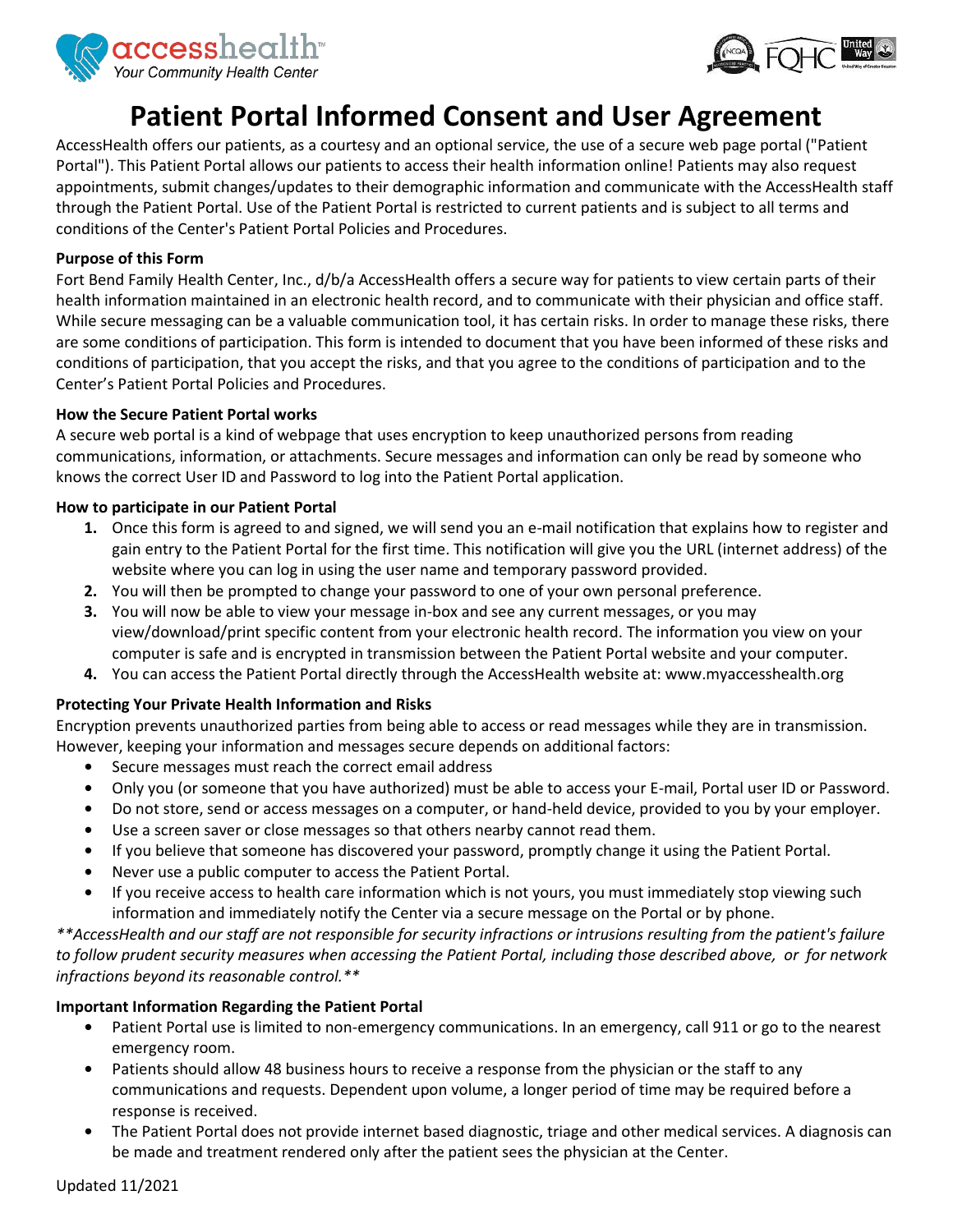# Patient Portal Informed Consent and User Agreement

AccessHealth offers our patients, as a courtesy and an optional service, the use of a secure web page portal ("Patient Portal"). This Patient Portal allows our patients to access their health information online! Patients may also request appointments, submit changes/updates to their demographic information and communicate with the AccessHealth staff through the Patient Portal. Use of the Patient Portal is restricted to current patients and is subject to all terms and conditions of the Center's Patient Portal Policies and Procedures.

**Purpose of this Form**

Fort Bend Family Health Center, Inc., d/b/a AccessHealth offers a secure way for patients to view certain parts of their health information maintained in an electronic health record, and to communicate with their physician and office staff. While secure messaging can be a valuable communication tool, it has certain risks. In order to manage these risks, there are some conditions of participation. This form is intended to document that you have been informed of these risks and conditions of participation, that you accept the risks, and that you agree to the conditions of participation and to the Center's Patient Portal Policies and Procedures.

**How the Secure Patient Portal works**

A secure web portal is a kind of webpage that uses encryption to keep unauthorized persons from reading communications, information, or attachments. Secure messages and information can only be read by someone who knows the correct User ID and Password to log into the Patient Portal application.

**How to participate in our Patient Portal**

1. Once this form is agreed to and signed, we will send you an e-mail notification that explains how to register and gain entry to the Patient Portal for the first time. This notification will give you the URL (internet address) of the website where you can log in using the user name and temporary password provided.
2. You will then be prompted to change your password to one of your own personal preference.
3. You will now be able to view your message in-box and see any current messages, or you may view/download/print specific content from your electronic health record. The information you view on your computer is safe and is encrypted in transmission between the Patient Portal website and your computer.
4. You can access the Patient Portal directly through the AccessHealth website at: www.myaccesshealth.org

**Protecting Your Private Health Information and Risks**

Encryption prevents unauthorized parties from being able to access or read messages while they are in transmission. However, keeping your information and messages secure depends on additional factors:

- Secure messages must reach the correct email address
- Only you (or someone that you have authorized) must be able to access your E-mail, Portal user ID or Password.
- Do not store, send or access messages on a computer, or hand-held device, provided to you by your employer.
- Use a screen saver or close messages so that others nearby cannot read them.
- If you believe that someone has discovered your password, promptly change it using the Patient Portal.
- Never use a public computer to access the Patient Portal.
- If you receive access to health care information which is not yours, you must immediately stop viewing such information and immediately notify the Center via a secure message on the Portal or by phone.

*\*\*AccessHealth and our staff are not responsible for security infractions or intrusions resulting from the patient's failure to follow prudent security measures when accessing the Patient Portal, including those described above, or for network infractions beyond its reasonable control.\*\**

**Important Information Regarding the Patient Portal**

- Patient Portal use is limited to non-emergency communications. In an emergency, call 911 or go to the nearest emergency room.
- Patients should allow 48 business hours to receive a response from the physician or the staff to any communications and requests. Dependent upon volume, a longer period of time may be required before a response is received.
- The Patient Portal does not provide internet based diagnostic, triage and other medical services. A diagnosis can be made and treatment rendered only after the patient sees the physician at the Center.

Updated 11/2021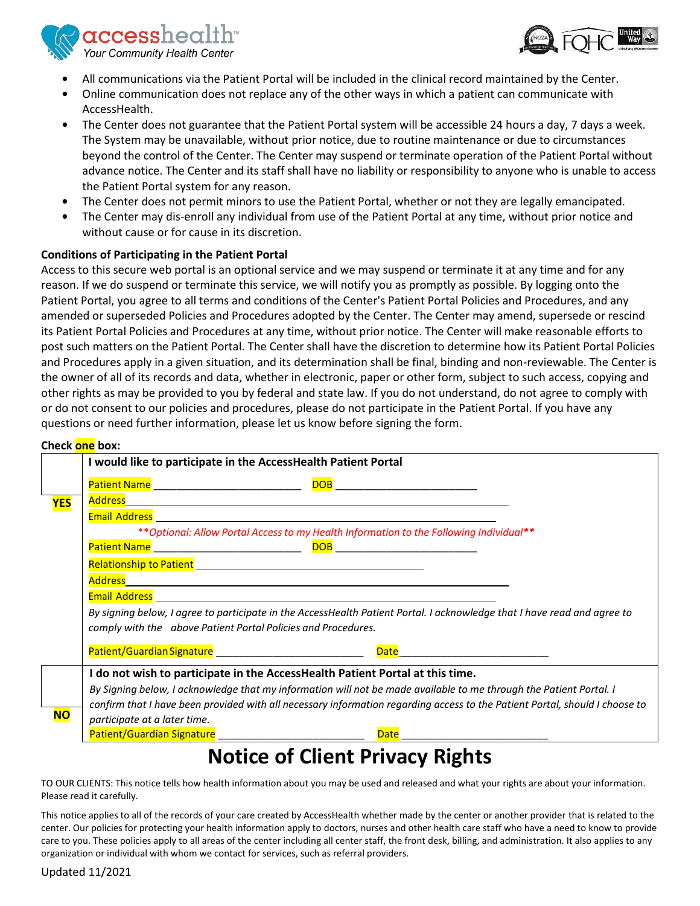- All communications via the Patient Portal will be included in the clinical record maintained by the Center.
- Online communication does not replace any of the other ways in which a patient can communicate with AccessHealth.
- The Center does not guarantee that the Patient Portal system will be accessible 24 hours a day, 7 days a week. The System may be unavailable, without prior notice, due to routine maintenance or due to circumstances beyond the control of the Center. The Center may suspend or terminate operation of the Patient Portal without advance notice. The Center and its staff shall have no liability or responsibility to anyone who is unable to access the Patient Portal system for any reason.
- The Center does not permit minors to use the Patient Portal, whether or not they are legally emancipated.
- The Center may dis-enroll any individual from use of the Patient Portal at any time, without prior notice and without cause or for cause in its discretion.

**Conditions of Participating in the Patient Portal**

Access to this secure web portal is an optional service and we may suspend or terminate it at any time and for any reason. If we do suspend or terminate this service, we will notify you as promptly as possible. By logging onto the Patient Portal, you agree to all terms and conditions of the Center's Patient Portal Policies and Procedures, and any amended or superseded Policies and Procedures adopted by the Center. The Center may amend, supersede or rescind its Patient Portal Policies and Procedures at any time, without prior notice. The Center will make reasonable efforts to post such matters on the Patient Portal. The Center shall have the discretion to determine how its Patient Portal Policies and Procedures apply in a given situation, and its determination shall be final, binding and non-reviewable. The Center is the owner of all of its records and data, whether in electronic, paper or other form, subject to such access, copying and other rights as may be provided to you by federal and state law. If you do not understand, do not agree to comply with or do not consent to our policies and procedures, please do not participate in the Patient Portal. If you have any questions or need further information, please let us know before signing the form.

**Check one box:**

| | |
|---|---|
| **YES** | **I would like to participate in the AccessHealth Patient Portal**<br>Patient Name ________________________ DOB ________________________<br>Address ____________________________________________________________<br>Email Address _______________________________________________________<br>***\*\*Optional: Allow Portal Access to my Health Information to the Following Individual\*\****<br>Patient Name ________________________ DOB ________________________<br>Relationship to Patient ____________________________________<br>Address ____________________________________________________________<br>Email Address _______________________________________________________<br>*By signing below, I agree to participate in the AccessHealth Patient Portal. I acknowledge that I have read and agree to comply with the above Patient Portal Policies and Procedures.*<br>Patient/Guardian Signature ________________________ Date ________________________ |
| **NO** | **I do not wish to participate in the AccessHealth Patient Portal at this time.**<br>*By Signing below, I acknowledge that my information will not be made available to me through the Patient Portal. I confirm that I have been provided with all necessary information regarding access to the Patient Portal, should I choose to participate at a later time.*<br>Patient/Guardian Signature ________________________ Date ________________________ |

# Notice of Client Privacy Rights

TO OUR CLIENTS: This notice tells how health information about you may be used and released and what your rights are about your information. Please read it carefully.

This notice applies to all of the records of your care created by AccessHealth whether made by the center or another provider that is related to the center. Our policies for protecting your health information apply to doctors, nurses and other health care staff who have a need to know to provide care to you. These policies apply to all areas of the center including all center staff, the front desk, billing, and administration. It also applies to any organization or individual with whom we contact for services, such as referral providers.

Updated 11/2021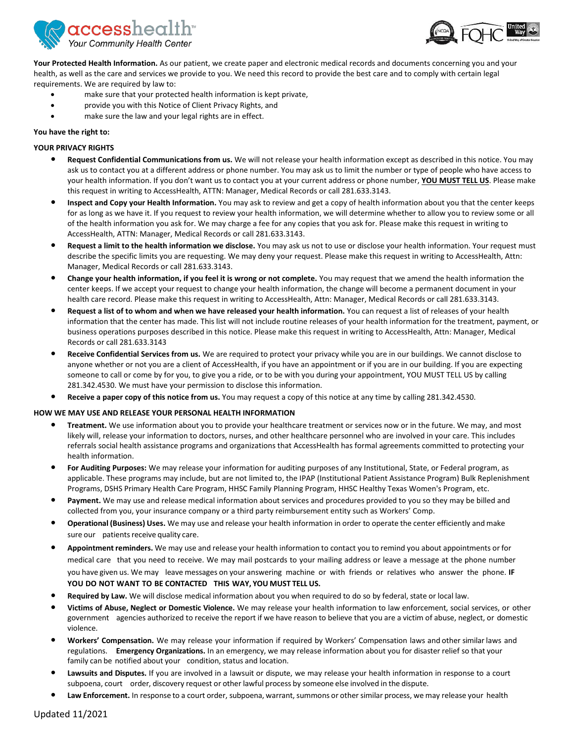**Your Protected Health Information.** As our patient, we create paper and electronic medical records and documents concerning you and your health, as well as the care and services we provide to you. We need this record to provide the best care and to comply with certain legal requirements. We are required by law to:

- make sure that your protected health information is kept private,
- provide you with this Notice of Client Privacy Rights, and
- make sure the law and your legal rights are in effect.

**You have the right to:**

**YOUR PRIVACY RIGHTS**

- **Request Confidential Communications from us.** We will not release your health information except as described in this notice. You may ask us to contact you at a different address or phone number. You may ask us to limit the number or type of people who have access to your health information. If you don't want us to contact you at your current address or phone number, **YOU MUST TELL US**. Please make this request in writing to AccessHealth, ATTN: Manager, Medical Records or call 281.633.3143.
- **Inspect and Copy your Health Information.** You may ask to review and get a copy of health information about you that the center keeps for as long as we have it. If you request to review your health information, we will determine whether to allow you to review some or all of the health information you ask for. We may charge a fee for any copies that you ask for. Please make this request in writing to AccessHealth, ATTN: Manager, Medical Records or call 281.633.3143.
- **Request a limit to the health information we disclose.** You may ask us not to use or disclose your health information. Your request must describe the specific limits you are requesting. We may deny your request. Please make this request in writing to AccessHealth, Attn: Manager, Medical Records or call 281.633.3143.
- **Change your health information, if you feel it is wrong or not complete.** You may request that we amend the health information the center keeps. If we accept your request to change your health information, the change will become a permanent document in your health care record. Please make this request in writing to AccessHealth, Attn: Manager, Medical Records or call 281.633.3143.
- **Request a list of to whom and when we have released your health information.** You can request a list of releases of your health information that the center has made. This list will not include routine releases of your health information for the treatment, payment, or business operations purposes described in this notice. Please make this request in writing to AccessHealth, Attn: Manager, Medical Records or call 281.633.3143
- **Receive Confidential Services from us.** We are required to protect your privacy while you are in our buildings. We cannot disclose to anyone whether or not you are a client of AccessHealth, if you have an appointment or if you are in our building. If you are expecting someone to call or come by for you, to give you a ride, or to be with you during your appointment, YOU MUST TELL US by calling 281.342.4530. We must have your permission to disclose this information.
- **Receive a paper copy of this notice from us.** You may request a copy of this notice at any time by calling 281.342.4530.

**HOW WE MAY USE AND RELEASE YOUR PERSONAL HEALTH INFORMATION**

- **Treatment.** We use information about you to provide your healthcare treatment or services now or in the future. We may, and most likely will, release your information to doctors, nurses, and other healthcare personnel who are involved in your care. This includes referrals social health assistance programs and organizations that AccessHealth has formal agreements committed to protecting your health information.
- **For Auditing Purposes:** We may release your information for auditing purposes of any Institutional, State, or Federal program, as applicable. These programs may include, but are not limited to, the IPAP (Institutional Patient Assistance Program) Bulk Replenishment Programs, DSHS Primary Health Care Program, HHSC Family Planning Program, HHSC Healthy Texas Women's Program, etc.
- **Payment.** We may use and release medical information about services and procedures provided to you so they may be billed and collected from you, your insurance company or a third party reimbursement entity such as Workers' Comp.
- **Operational (Business) Uses.** We may use and release your health information in order to operate the center efficiently and make sure our patients receive quality care.
- **Appointment reminders.** We may use and release your health information to contact you to remind you about appointments or for medical care that you need to receive. We may mail postcards to your mailing address or leave a message at the phone number you have given us. We may leave messages on your answering machine or with friends or relatives who answer the phone. **IF YOU DO NOT WANT TO BE CONTACTED THIS WAY, YOU MUST TELL US.**
- **Required by Law.** We will disclose medical information about you when required to do so by federal, state or local law.
- **Victims of Abuse, Neglect or Domestic Violence.** We may release your health information to law enforcement, social services, or other government agencies authorized to receive the report if we have reason to believe that you are a victim of abuse, neglect, or domestic violence.
- **Workers' Compensation.** We may release your information if required by Workers' Compensation laws and other similar laws and regulations. **Emergency Organizations.** In an emergency, we may release information about you for disaster relief so that your family can be notified about your condition, status and location.
- **Lawsuits and Disputes.** If you are involved in a lawsuit or dispute, we may release your health information in response to a court subpoena, court order, discovery request or other lawful process by someone else involved in the dispute.
- **Law Enforcement.** In response to a court order, subpoena, warrant, summons or other similar process, we may release your health

Updated 11/2021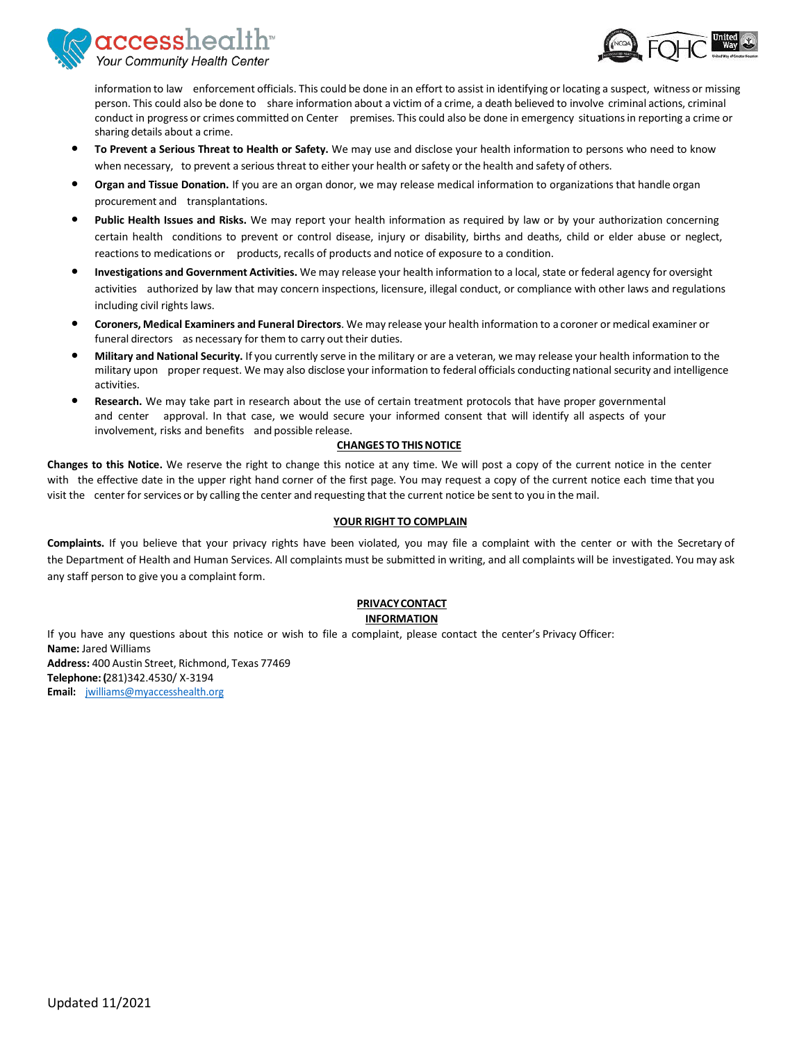information to law enforcement officials. This could be done in an effort to assist in identifying or locating a suspect, witness or missing person. This could also be done to share information about a victim of a crime, a death believed to involve criminal actions, criminal conduct in progress or crimes committed on Center premises. This could also be done in emergency situations in reporting a crime or sharing details about a crime.

- **To Prevent a Serious Threat to Health or Safety.** We may use and disclose your health information to persons who need to know when necessary, to prevent a serious threat to either your health or safety or the health and safety of others.
- **Organ and Tissue Donation.** If you are an organ donor, we may release medical information to organizations that handle organ procurement and transplantations.
- **Public Health Issues and Risks.** We may report your health information as required by law or by your authorization concerning certain health conditions to prevent or control disease, injury or disability, births and deaths, child or elder abuse or neglect, reactions to medications or products, recalls of products and notice of exposure to a condition.
- **Investigations and Government Activities.** We may release your health information to a local, state or federal agency for oversight activities authorized by law that may concern inspections, licensure, illegal conduct, or compliance with other laws and regulations including civil rights laws.
- **Coroners, Medical Examiners and Funeral Directors**. We may release your health information to a coroner or medical examiner or funeral directors as necessary for them to carry out their duties.
- **Military and National Security.** If you currently serve in the military or are a veteran, we may release your health information to the military upon proper request. We may also disclose your information to federal officials conducting national security and intelligence activities.
- **Research.** We may take part in research about the use of certain treatment protocols that have proper governmental and center approval. In that case, we would secure your informed consent that will identify all aspects of your involvement, risks and benefits and possible release.

## CHANGES TO THIS NOTICE

**Changes to this Notice.** We reserve the right to change this notice at any time. We will post a copy of the current notice in the center with the effective date in the upper right hand corner of the first page. You may request a copy of the current notice each time that you visit the center for services or by calling the center and requesting that the current notice be sent to you in the mail.

## YOUR RIGHT TO COMPLAIN

**Complaints.** If you believe that your privacy rights have been violated, you may file a complaint with the center or with the Secretary of the Department of Health and Human Services. All complaints must be submitted in writing, and all complaints will be investigated. You may ask any staff person to give you a complaint form.

## PRIVACY CONTACT INFORMATION

If you have any questions about this notice or wish to file a complaint, please contact the center's Privacy Officer:
**Name:** Jared Williams
**Address:** 400 Austin Street, Richmond, Texas 77469
**Telephone:** (281)342.4530/ X-3194
**Email:** jwilliams@myaccesshealth.org

Updated 11/2021